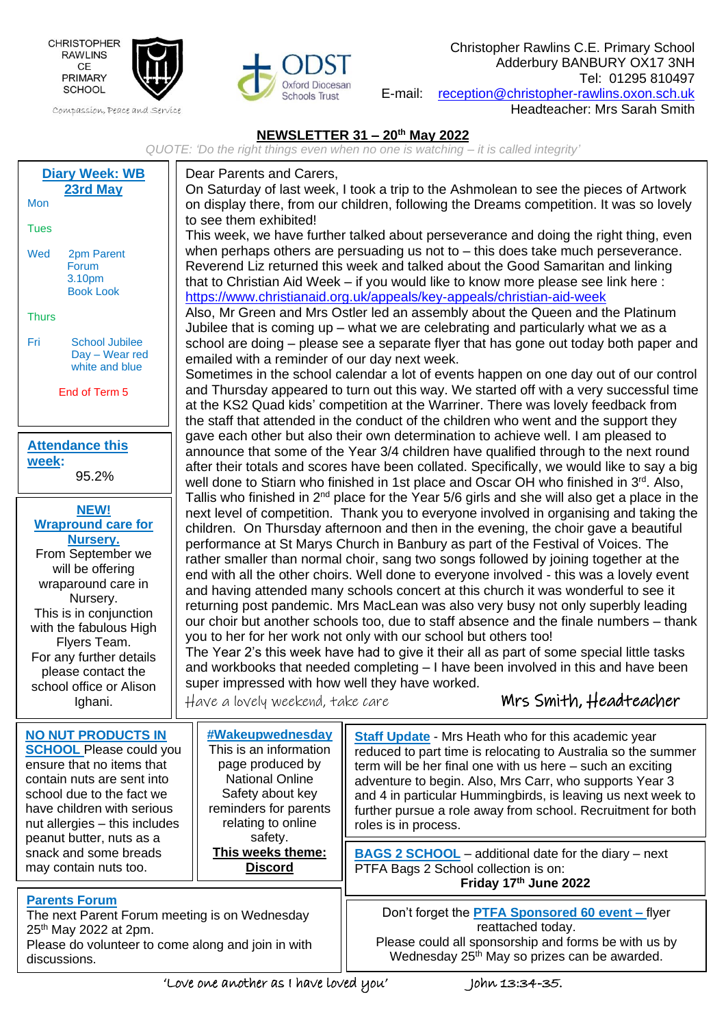CHRISTOPHER RAWLINS CE PRIMARY SCHOOL

Compassion, Peace and Service

ODST Oxford Diocesan Schools Trust

Christopher Rawlins C.E. Primary School
Adderbury BANBURY OX17 3NH
Tel: 01295 810497
E-mail: reception@christopher-rawlins.oxon.sch.uk
Headteacher: Mrs Sarah Smith

# NEWSLETTER 31 – 20th May 2022

*QUOTE: 'Do the right things even when no one is watching – it is called integrity'*

## Diary Week: WB 23rd May

- **Mon**
- **Tues**
- **Wed** 2pm Parent Forum; 3.10pm Book Look
- **Thurs**
- **Fri** School Jubilee Day – Wear red white and blue

End of Term 5

## Attendance this week:

95.2%

## NEW! Wraparound care for Nursery.

From September we will be offering wraparound care in Nursery.
This is in conjunction with the fabulous High Flyers Team.
For any further details please contact the school office or Alison Ighani.

Dear Parents and Carers,

On Saturday of last week, I took a trip to the Ashmolean to see the pieces of Artwork on display there, from our children, following the Dreams competition. It was so lovely to see them exhibited!

This week, we have further talked about perseverance and doing the right thing, even when perhaps others are persuading us not to – this does take much perseverance. Reverend Liz returned this week and talked about the Good Samaritan and linking that to Christian Aid Week – if you would like to know more please see link here : https://www.christianaid.org.uk/appeals/key-appeals/christian-aid-week

Also, Mr Green and Mrs Ostler led an assembly about the Queen and the Platinum Jubilee that is coming up – what we are celebrating and particularly what we as a school are doing – please see a separate flyer that has gone out today both paper and emailed with a reminder of our day next week.

Sometimes in the school calendar a lot of events happen on one day out of our control and Thursday appeared to turn out this way. We started off with a very successful time at the KS2 Quad kids' competition at the Warriner. There was lovely feedback from the staff that attended in the conduct of the children who went and the support they gave each other but also their own determination to achieve well. I am pleased to announce that some of the Year 3/4 children have qualified through to the next round after their totals and scores have been collated. Specifically, we would like to say a big well done to Stiarn who finished in 1st place and Oscar OH who finished in 3rd. Also, Tallis who finished in 2nd place for the Year 5/6 girls and she will also get a place in the next level of competition. Thank you to everyone involved in organising and taking the children. On Thursday afternoon and then in the evening, the choir gave a beautiful performance at St Marys Church in Banbury as part of the Festival of Voices. The rather smaller than normal choir, sang two songs followed by joining together at the end with all the other choirs. Well done to everyone involved - this was a lovely event and having attended many schools concert at this church it was wonderful to see it returning post pandemic. Mrs MacLean was also very busy not only superbly leading our choir but another schools too, due to staff absence and the finale numbers – thank you to her for her work not only with our school but others too!

The Year 2's this week have had to give it their all as part of some special little tasks and workbooks that needed completing – I have been involved in this and have been super impressed with how well they have worked.

Have a lovely weekend, take care

Mrs Smith, Headteacher

## NO NUT PRODUCTS IN SCHOOL

Please could you ensure that no items that contain nuts are sent into school due to the fact we have children with serious nut allergies – this includes peanut butter, nuts as a snack and some breads may contain nuts too.

## #Wakeupwednesday

This is an information page produced by National Online Safety about key reminders for parents relating to online safety.

**This weeks theme: Discord**

## Staff Update

Mrs Heath who for this academic year reduced to part time is relocating to Australia so the summer term will be her final one with us here – such an exciting adventure to begin. Also, Mrs Carr, who supports Year 3 and 4 in particular Hummingbirds, is leaving us next week to further pursue a role away from school. Recruitment for both roles is in process.

## BAGS 2 SCHOOL

– additional date for the diary – next PTFA Bags 2 School collection is on:

**Friday 17th June 2022**

## Parents Forum

The next Parent Forum meeting is on Wednesday 25th May 2022 at 2pm.
Please do volunteer to come along and join in with discussions.

Don't forget the **PTFA Sponsored 60 event** – flyer reattached today.
Please could all sponsorship and forms be with us by Wednesday 25th May so prizes can be awarded.

'Love one another as I have loved you' John 13:34-35.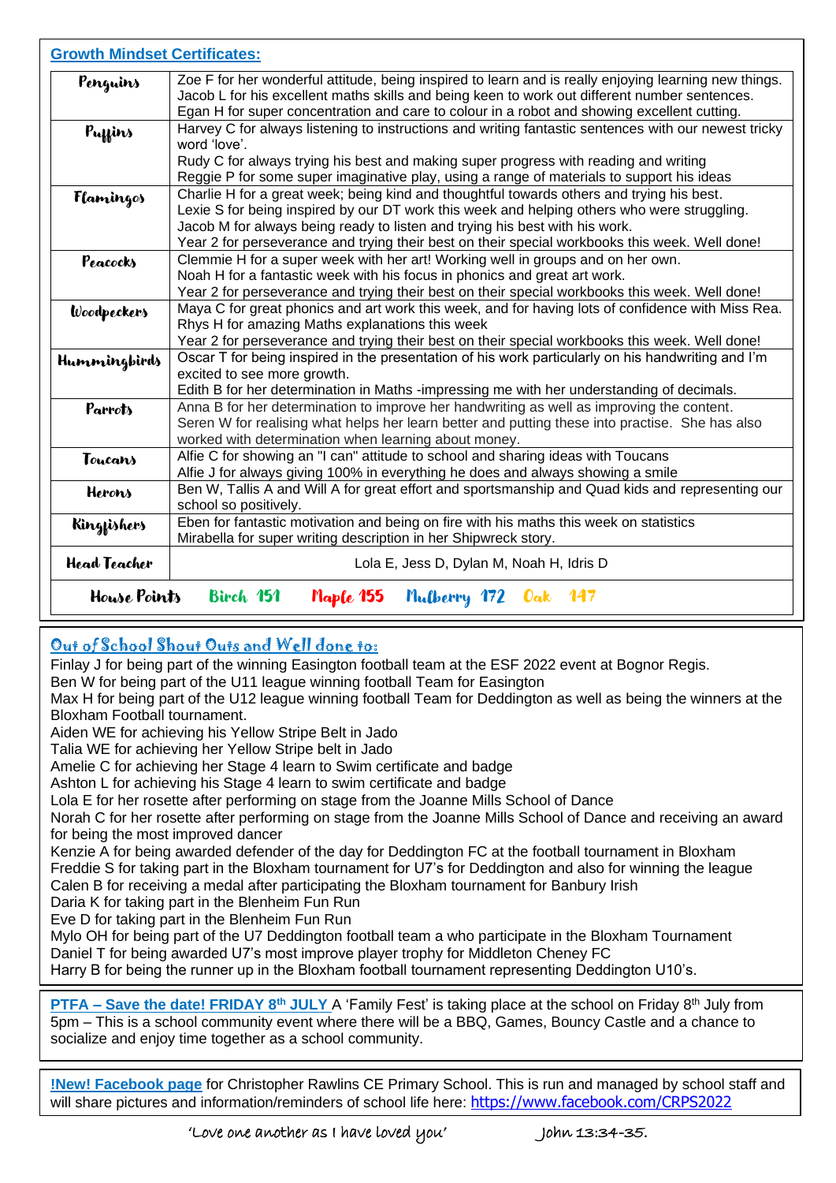**Growth Mindset Certificates:**

| | |
|---|---|
| Penguins | Zoe F for her wonderful attitude, being inspired to learn and is really enjoying learning new things.<br>Jacob L for his excellent maths skills and being keen to work out different number sentences.<br>Egan H for super concentration and care to colour in a robot and showing excellent cutting. |
| Puffins | Harvey C for always listening to instructions and writing fantastic sentences with our newest tricky word 'love'.<br>Rudy C for always trying his best and making super progress with reading and writing<br>Reggie P for some super imaginative play, using a range of materials to support his ideas |
| Flamingos | Charlie H for a great week; being kind and thoughtful towards others and trying his best.<br>Lexie S for being inspired by our DT work this week and helping others who were struggling.<br>Jacob M for always being ready to listen and trying his best with his work.<br>Year 2 for perseverance and trying their best on their special workbooks this week. Well done! |
| Peacocks | Clemmie H for a super week with her art! Working well in groups and on her own.<br>Noah H for a fantastic week with his focus in phonics and great art work.<br>Year 2 for perseverance and trying their best on their special workbooks this week. Well done! |
| Woodpeckers | Maya C for great phonics and art work this week, and for having lots of confidence with Miss Rea.<br>Rhys H for amazing Maths explanations this week<br>Year 2 for perseverance and trying their best on their special workbooks this week. Well done! |
| Hummingbirds | Oscar T for being inspired in the presentation of his work particularly on his handwriting and I'm excited to see more growth.<br>Edith B for her determination in Maths -impressing me with her understanding of decimals. |
| Parrots | Anna B for her determination to improve her handwriting as well as improving the content.<br>Seren W for realising what helps her learn better and putting these into practise. She has also worked with determination when learning about money. |
| Toucans | Alfie C for showing an "I can" attitude to school and sharing ideas with Toucans<br>Alfie J for always giving 100% in everything he does and always showing a smile |
| Herons | Ben W, Tallis A and Will A for great effort and sportsmanship and Quad kids and representing our school so positively. |
| Kingfishers | Eben for fantastic motivation and being on fire with his maths this week on statistics<br>Mirabella for super writing description in her Shipwreck story. |
| Head Teacher | Lola E, Jess D, Dylan M, Noah H, Idris D |
| House Points | Birch 151 Maple 155 Mulberry 172 Oak 147 |

**Out of School Shout Outs and Well done to:**

Finlay J for being part of the winning Easington football team at the ESF 2022 event at Bognor Regis.
Ben W for being part of the U11 league winning football Team for Easington
Max H for being part of the U12 league winning football Team for Deddington as well as being the winners at the Bloxham Football tournament.
Aiden WE for achieving his Yellow Stripe Belt in Jado
Talia WE for achieving her Yellow Stripe belt in Jado
Amelie C for achieving her Stage 4 learn to Swim certificate and badge
Ashton L for achieving his Stage 4 learn to swim certificate and badge
Lola E for her rosette after performing on stage from the Joanne Mills School of Dance
Norah C for her rosette after performing on stage from the Joanne Mills School of Dance and receiving an award for being the most improved dancer
Kenzie A for being awarded defender of the day for Deddington FC at the football tournament in Bloxham
Freddie S for taking part in the Bloxham tournament for U7's for Deddington and also for winning the league
Calen B for receiving a medal after participating the Bloxham tournament for Banbury Irish
Daria K for taking part in the Blenheim Fun Run
Eve D for taking part in the Blenheim Fun Run
Mylo OH for being part of the U7 Deddington football team a who participate in the Bloxham Tournament
Daniel T for being awarded U7's most improve player trophy for Middleton Cheney FC
Harry B for being the runner up in the Bloxham football tournament representing Deddington U10's.

**PTFA – Save the date! FRIDAY 8th JULY** A 'Family Fest' is taking place at the school on Friday 8th July from 5pm – This is a school community event where there will be a BBQ, Games, Bouncy Castle and a chance to socialize and enjoy time together as a school community.

**!New! Facebook page** for Christopher Rawlins CE Primary School. This is run and managed by school staff and will share pictures and information/reminders of school life here: https://www.facebook.com/CRPS2022

'Love one another as I have loved you' John 13:34-35.